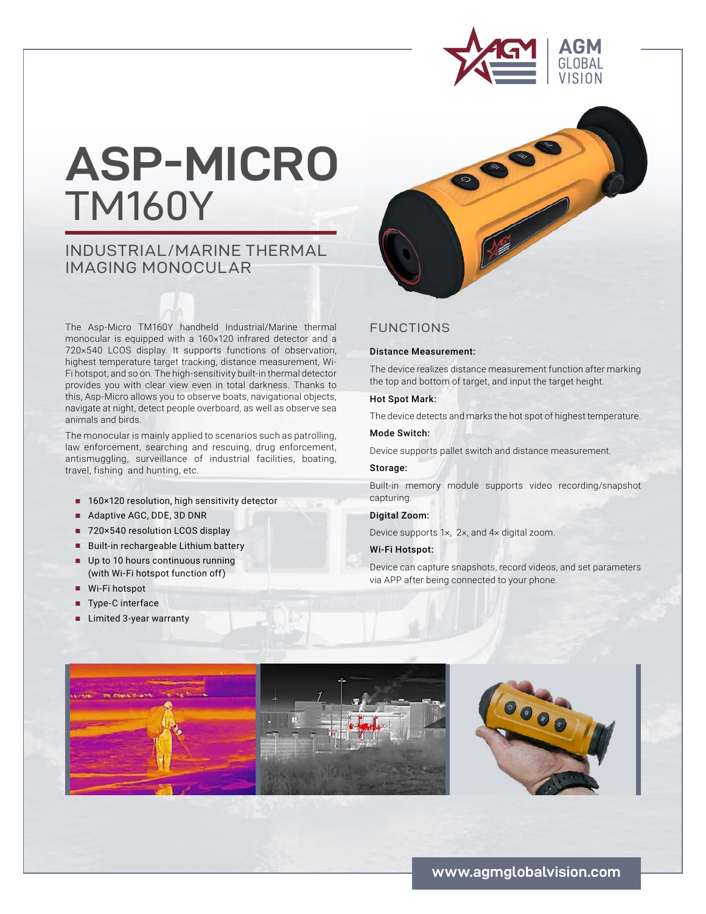# ASP-MICRO TM160Y

## INDUSTRIAL/MARINE THERMAL IMAGING MONOCULAR

The Asp-Micro TM160Y handheld Industrial/Marine thermal monocular is equipped with a 160×120 infrared detector and a 720×540 LCOS display. It supports functions of observation, highest temperature target tracking, distance measurement, Wi-Fi hotspot, and so on. The high-sensitivity built-in thermal detector provides you with clear view even in total darkness. Thanks to this, Asp-Micro allows you to observe boats, navigational objects, navigate at night, detect people overboard, as well as observe sea animals and birds.

The monocular is mainly applied to scenarios such as patrolling, law enforcement, searching and rescuing, drug enforcement, antismuggling, surveillance of industrial facilities, boating, travel, fishing and hunting, etc.

- 160×120 resolution, high sensitivity detector
- Adaptive AGC, DDE, 3D DNR
- 720×540 resolution LCOS display
- Built-in rechargeable Lithium battery
- Up to 10 hours continuous running (with Wi-Fi hotspot function off)
- Wi-Fi hotspot
- Type-C interface
- Limited 3-year warranty

## FUNCTIONS

**Distance Measurement:**

The device realizes distance measurement function after marking the top and bottom of target, and input the target height.

**Hot Spot Mark:**

The device detects and marks the hot spot of highest temperature.

**Mode Switch:**

Device supports pallet switch and distance measurement.

**Storage:**

Built-in memory module supports video recording/snapshot capturing.

**Digital Zoom:**

Device supports 1×, 2×, and 4× digital zoom.

**Wi-Fi Hotspot:**

Device can capture snapshots, record videos, and set parameters via APP after being connected to your phone.

www.agmglobalvision.com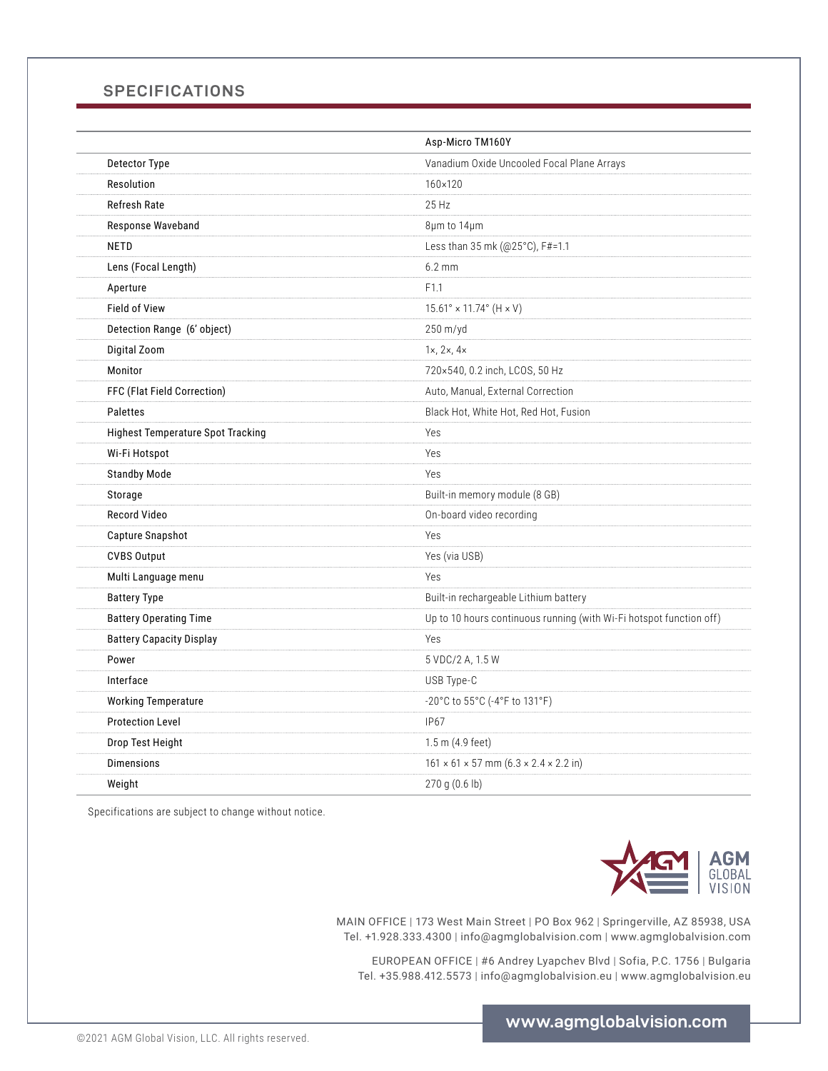## SPECIFICATIONS

| | Asp-Micro TM160Y |
|---|---|
| Detector Type | Vanadium Oxide Uncooled Focal Plane Arrays |
| Resolution | 160×120 |
| Refresh Rate | 25 Hz |
| Response Waveband | 8μm to 14μm |
| NETD | Less than 35 mk (@25°C), F#=1.1 |
| Lens (Focal Length) | 6.2 mm |
| Aperture | F1.1 |
| Field of View | 15.61° × 11.74° (H × V) |
| Detection Range (6' object) | 250 m/yd |
| Digital Zoom | 1×, 2×, 4× |
| Monitor | 720×540, 0.2 inch, LCOS, 50 Hz |
| FFC (Flat Field Correction) | Auto, Manual, External Correction |
| Palettes | Black Hot, White Hot, Red Hot, Fusion |
| Highest Temperature Spot Tracking | Yes |
| Wi-Fi Hotspot | Yes |
| Standby Mode | Yes |
| Storage | Built-in memory module (8 GB) |
| Record Video | On-board video recording |
| Capture Snapshot | Yes |
| CVBS Output | Yes (via USB) |
| Multi Language menu | Yes |
| Battery Type | Built-in rechargeable Lithium battery |
| Battery Operating Time | Up to 10 hours continuous running (with Wi-Fi hotspot function off) |
| Battery Capacity Display | Yes |
| Power | 5 VDC/2 A, 1.5 W |
| Interface | USB Type-C |
| Working Temperature | -20°C to 55°C (-4°F to 131°F) |
| Protection Level | IP67 |
| Drop Test Height | 1.5 m (4.9 feet) |
| Dimensions | 161 × 61 × 57 mm (6.3 × 2.4 × 2.2 in) |
| Weight | 270 g (0.6 lb) |

Specifications are subject to change without notice.

AGM GLOBAL VISION

MAIN OFFICE | 173 West Main Street | PO Box 962 | Springerville, AZ 85938, USA
Tel. +1.928.333.4300 | info@agmglobalvision.com | www.agmglobalvision.com

EUROPEAN OFFICE | #6 Andrey Lyapchev Blvd | Sofia, P.C. 1756 | Bulgaria
Tel. +35.988.412.5573 | info@agmglobalvision.eu | www.agmglobalvision.eu

www.agmglobalvision.com

©2021 AGM Global Vision, LLC. All rights reserved.